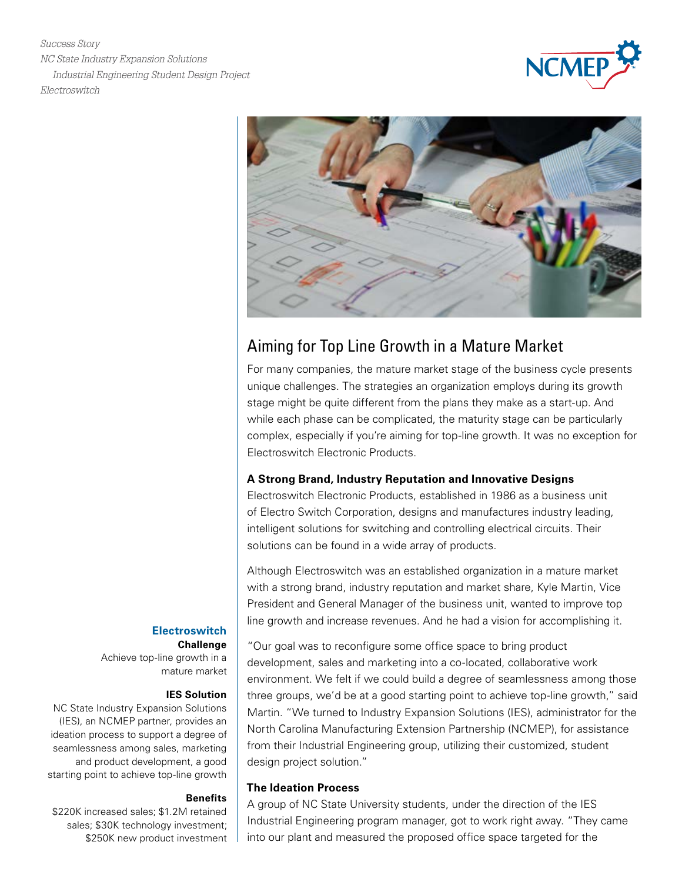*Success Story*
*NC State Industry Expansion Solutions*
*Industrial Engineering Student Design Project*
*Electroswitch*

# Aiming for Top Line Growth in a Mature Market

For many companies, the mature market stage of the business cycle presents unique challenges. The strategies an organization employs during its growth stage might be quite different from the plans they make as a start-up. And while each phase can be complicated, the maturity stage can be particularly complex, especially if you're aiming for top-line growth. It was no exception for Electroswitch Electronic Products.

### A Strong Brand, Industry Reputation and Innovative Designs

Electroswitch Electronic Products, established in 1986 as a business unit of Electro Switch Corporation, designs and manufactures industry leading, intelligent solutions for switching and controlling electrical circuits. Their solutions can be found in a wide array of products.

Although Electroswitch was an established organization in a mature market with a strong brand, industry reputation and market share, Kyle Martin, Vice President and General Manager of the business unit, wanted to improve top line growth and increase revenues. And he had a vision for accomplishing it.

"Our goal was to reconfigure some office space to bring product development, sales and marketing into a co-located, collaborative work environment. We felt if we could build a degree of seamlessness among those three groups, we'd be at a good starting point to achieve top-line growth," said Martin. "We turned to Industry Expansion Solutions (IES), administrator for the North Carolina Manufacturing Extension Partnership (NCMEP), for assistance from their Industrial Engineering group, utilizing their customized, student design project solution."

### The Ideation Process

A group of NC State University students, under the direction of the IES Industrial Engineering program manager, got to work right away. "They came into our plant and measured the proposed office space targeted for the

**Electroswitch**

**Challenge**
Achieve top-line growth in a mature market

**IES Solution**
NC State Industry Expansion Solutions (IES), an NCMEP partner, provides an ideation process to support a degree of seamlessness among sales, marketing and product development, a good starting point to achieve top-line growth

**Benefits**
$220K increased sales; $1.2M retained sales; $30K technology investment; $250K new product investment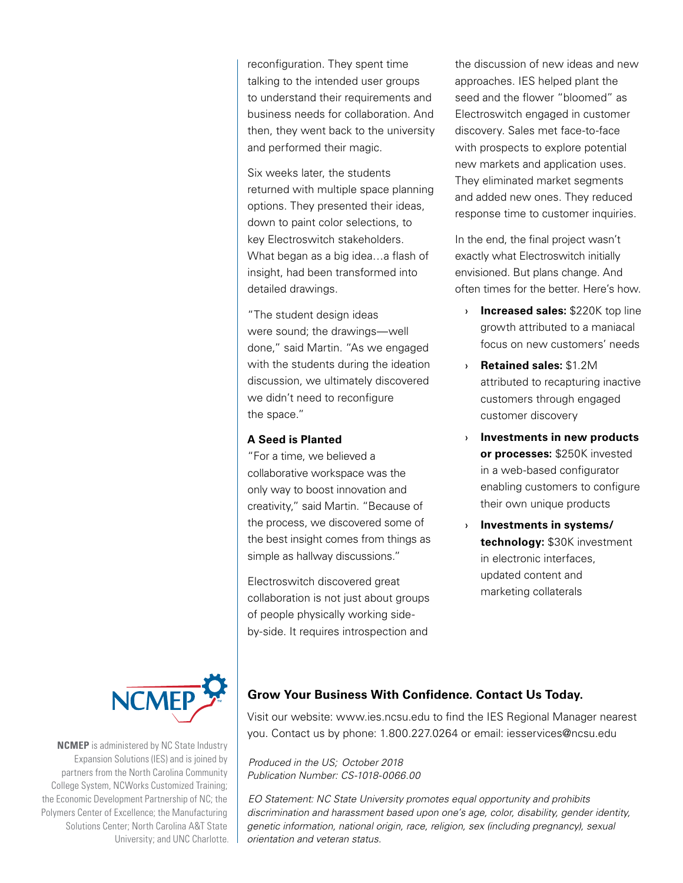reconfiguration. They spent time talking to the intended user groups to understand their requirements and business needs for collaboration. And then, they went back to the university and performed their magic.

Six weeks later, the students returned with multiple space planning options. They presented their ideas, down to paint color selections, to key Electroswitch stakeholders. What began as a big idea…a flash of insight, had been transformed into detailed drawings.

"The student design ideas were sound; the drawings—well done," said Martin. "As we engaged with the students during the ideation discussion, we ultimately discovered we didn't need to reconfigure the space."

**A Seed is Planted**

"For a time, we believed a collaborative workspace was the only way to boost innovation and creativity," said Martin. "Because of the process, we discovered some of the best insight comes from things as simple as hallway discussions."

Electroswitch discovered great collaboration is not just about groups of people physically working side-by-side. It requires introspection and the discussion of new ideas and new approaches. IES helped plant the seed and the flower "bloomed" as Electroswitch engaged in customer discovery. Sales met face-to-face with prospects to explore potential new markets and application uses. They eliminated market segments and added new ones. They reduced response time to customer inquiries.

In the end, the final project wasn't exactly what Electroswitch initially envisioned. But plans change. And often times for the better. Here's how.

- **Increased sales:** $220K top line growth attributed to a maniacal focus on new customers' needs
- **Retained sales:** $1.2M attributed to recapturing inactive customers through engaged customer discovery
- **Investments in new products or processes:** $250K invested in a web-based configurator enabling customers to configure their own unique products
- **Investments in systems/technology:** $30K investment in electronic interfaces, updated content and marketing collaterals

NCMEP

**NCMEP** is administered by NC State Industry Expansion Solutions (IES) and is joined by partners from the North Carolina Community College System, NCWorks Customized Training; the Economic Development Partnership of NC; the Polymers Center of Excellence; the Manufacturing Solutions Center; North Carolina A&T State University; and UNC Charlotte.

### Grow Your Business With Confidence. Contact Us Today.

Visit our website: www.ies.ncsu.edu to find the IES Regional Manager nearest you. Contact us by phone: 1.800.227.0264 or email: iesservices@ncsu.edu

*Produced in the US; October 2018*
*Publication Number: CS-1018-0066.00*

*EO Statement: NC State University promotes equal opportunity and prohibits discrimination and harassment based upon one's age, color, disability, gender identity, genetic information, national origin, race, religion, sex (including pregnancy), sexual orientation and veteran status.*